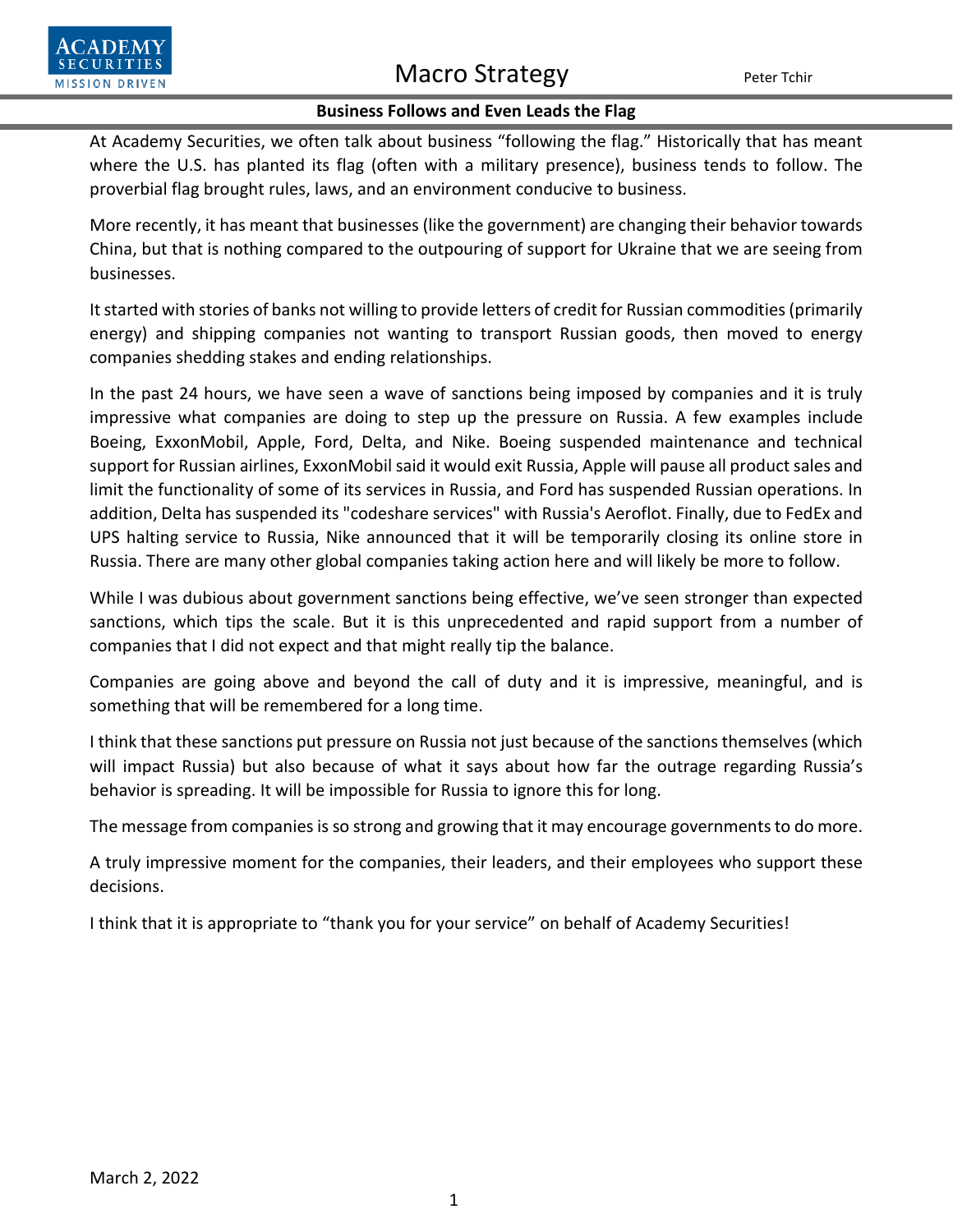# Macro Strategy

Peter Tchir

## Business Follows and Even Leads the Flag

At Academy Securities, we often talk about business "following the flag." Historically that has meant where the U.S. has planted its flag (often with a military presence), business tends to follow. The proverbial flag brought rules, laws, and an environment conducive to business.

More recently, it has meant that businesses (like the government) are changing their behavior towards China, but that is nothing compared to the outpouring of support for Ukraine that we are seeing from businesses.

It started with stories of banks not willing to provide letters of credit for Russian commodities (primarily energy) and shipping companies not wanting to transport Russian goods, then moved to energy companies shedding stakes and ending relationships.

In the past 24 hours, we have seen a wave of sanctions being imposed by companies and it is truly impressive what companies are doing to step up the pressure on Russia. A few examples include Boeing, ExxonMobil, Apple, Ford, Delta, and Nike. Boeing suspended maintenance and technical support for Russian airlines, ExxonMobil said it would exit Russia, Apple will pause all product sales and limit the functionality of some of its services in Russia, and Ford has suspended Russian operations. In addition, Delta has suspended its "codeshare services" with Russia's Aeroflot. Finally, due to FedEx and UPS halting service to Russia, Nike announced that it will be temporarily closing its online store in Russia. There are many other global companies taking action here and will likely be more to follow.

While I was dubious about government sanctions being effective, we've seen stronger than expected sanctions, which tips the scale. But it is this unprecedented and rapid support from a number of companies that I did not expect and that might really tip the balance.

Companies are going above and beyond the call of duty and it is impressive, meaningful, and is something that will be remembered for a long time.

I think that these sanctions put pressure on Russia not just because of the sanctions themselves (which will impact Russia) but also because of what it says about how far the outrage regarding Russia's behavior is spreading. It will be impossible for Russia to ignore this for long.

The message from companies is so strong and growing that it may encourage governments to do more.

A truly impressive moment for the companies, their leaders, and their employees who support these decisions.

I think that it is appropriate to "thank you for your service" on behalf of Academy Securities!

March 2, 2022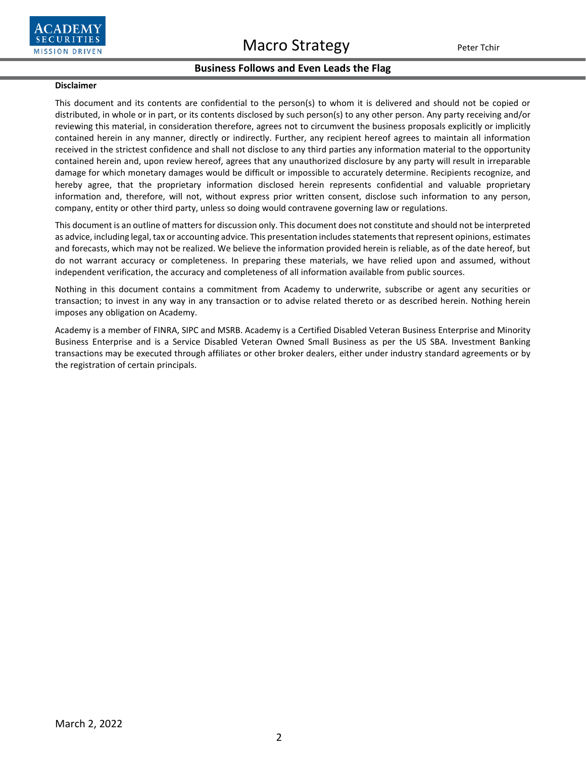**Disclaimer**

This document and its contents are confidential to the person(s) to whom it is delivered and should not be copied or distributed, in whole or in part, or its contents disclosed by such person(s) to any other person. Any party receiving and/or reviewing this material, in consideration therefore, agrees not to circumvent the business proposals explicitly or implicitly contained herein in any manner, directly or indirectly. Further, any recipient hereof agrees to maintain all information received in the strictest confidence and shall not disclose to any third parties any information material to the opportunity contained herein and, upon review hereof, agrees that any unauthorized disclosure by any party will result in irreparable damage for which monetary damages would be difficult or impossible to accurately determine. Recipients recognize, and hereby agree, that the proprietary information disclosed herein represents confidential and valuable proprietary information and, therefore, will not, without express prior written consent, disclose such information to any person, company, entity or other third party, unless so doing would contravene governing law or regulations.

This document is an outline of matters for discussion only. This document does not constitute and should not be interpreted as advice, including legal, tax or accounting advice. This presentation includes statements that represent opinions, estimates and forecasts, which may not be realized. We believe the information provided herein is reliable, as of the date hereof, but do not warrant accuracy or completeness. In preparing these materials, we have relied upon and assumed, without independent verification, the accuracy and completeness of all information available from public sources.

Nothing in this document contains a commitment from Academy to underwrite, subscribe or agent any securities or transaction; to invest in any way in any transaction or to advise related thereto or as described herein. Nothing herein imposes any obligation on Academy.

Academy is a member of FINRA, SIPC and MSRB. Academy is a Certified Disabled Veteran Business Enterprise and Minority Business Enterprise and is a Service Disabled Veteran Owned Small Business as per the US SBA. Investment Banking transactions may be executed through affiliates or other broker dealers, either under industry standard agreements or by the registration of certain principals.